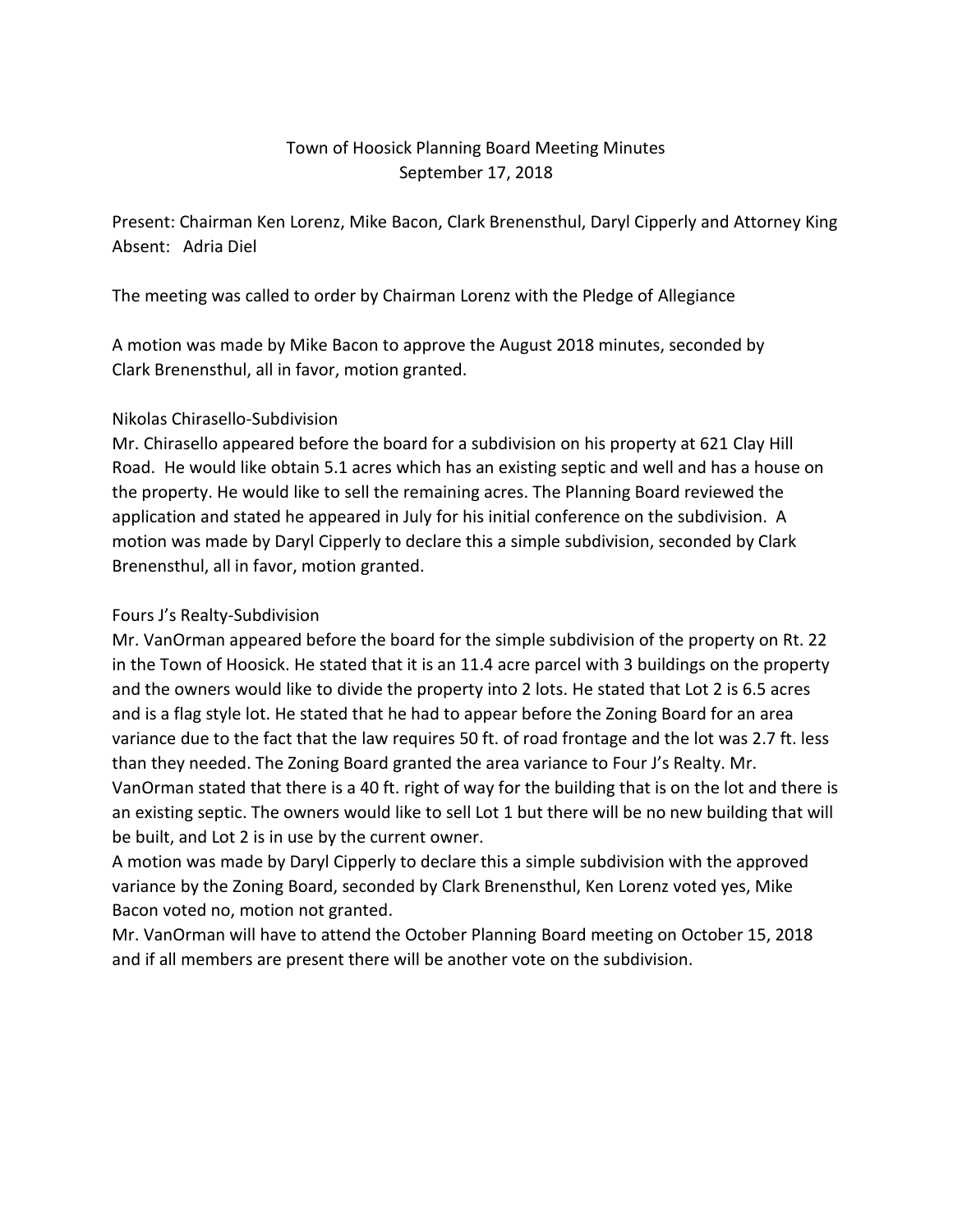# Town of Hoosick Planning Board Meeting Minutes
September 17, 2018

Present: Chairman Ken Lorenz, Mike Bacon, Clark Brenensthul, Daryl Cipperly and Attorney King
Absent: Adria Diel

The meeting was called to order by Chairman Lorenz with the Pledge of Allegiance

A motion was made by Mike Bacon to approve the August 2018 minutes, seconded by Clark Brenensthul, all in favor, motion granted.

Nikolas Chirasello-Subdivision
Mr. Chirasello appeared before the board for a subdivision on his property at 621 Clay Hill Road. He would like obtain 5.1 acres which has an existing septic and well and has a house on the property. He would like to sell the remaining acres. The Planning Board reviewed the application and stated he appeared in July for his initial conference on the subdivision. A motion was made by Daryl Cipperly to declare this a simple subdivision, seconded by Clark Brenensthul, all in favor, motion granted.

Fours J's Realty-Subdivision
Mr. VanOrman appeared before the board for the simple subdivision of the property on Rt. 22 in the Town of Hoosick. He stated that it is an 11.4 acre parcel with 3 buildings on the property and the owners would like to divide the property into 2 lots. He stated that Lot 2 is 6.5 acres and is a flag style lot. He stated that he had to appear before the Zoning Board for an area variance due to the fact that the law requires 50 ft. of road frontage and the lot was 2.7 ft. less than they needed. The Zoning Board granted the area variance to Four J's Realty. Mr. VanOrman stated that there is a 40 ft. right of way for the building that is on the lot and there is an existing septic. The owners would like to sell Lot 1 but there will be no new building that will be built, and Lot 2 is in use by the current owner.
A motion was made by Daryl Cipperly to declare this a simple subdivision with the approved variance by the Zoning Board, seconded by Clark Brenensthul, Ken Lorenz voted yes, Mike Bacon voted no, motion not granted.
Mr. VanOrman will have to attend the October Planning Board meeting on October 15, 2018 and if all members are present there will be another vote on the subdivision.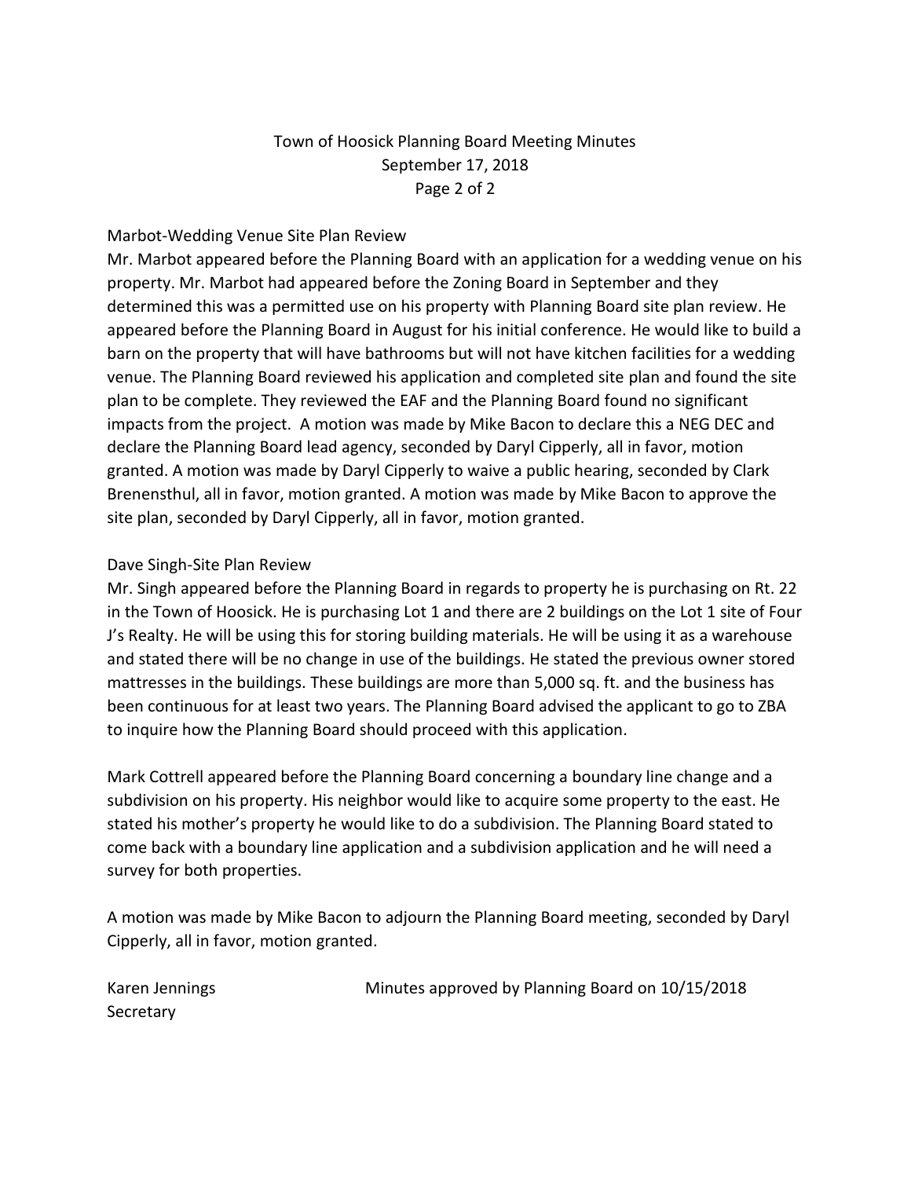Town of Hoosick Planning Board Meeting Minutes
September 17, 2018

Marbot-Wedding Venue Site Plan Review

Mr. Marbot appeared before the Planning Board with an application for a wedding venue on his property. Mr. Marbot had appeared before the Zoning Board in September and they determined this was a permitted use on his property with Planning Board site plan review. He appeared before the Planning Board in August for his initial conference. He would like to build a barn on the property that will have bathrooms but will not have kitchen facilities for a wedding venue. The Planning Board reviewed his application and completed site plan and found the site plan to be complete. They reviewed the EAF and the Planning Board found no significant impacts from the project. A motion was made by Mike Bacon to declare this a NEG DEC and declare the Planning Board lead agency, seconded by Daryl Cipperly, all in favor, motion granted. A motion was made by Daryl Cipperly to waive a public hearing, seconded by Clark Brenensthul, all in favor, motion granted. A motion was made by Mike Bacon to approve the site plan, seconded by Daryl Cipperly, all in favor, motion granted.

Dave Singh-Site Plan Review

Mr. Singh appeared before the Planning Board in regards to property he is purchasing on Rt. 22 in the Town of Hoosick. He is purchasing Lot 1 and there are 2 buildings on the Lot 1 site of Four J's Realty. He will be using this for storing building materials. He will be using it as a warehouse and stated there will be no change in use of the buildings. He stated the previous owner stored mattresses in the buildings. These buildings are more than 5,000 sq. ft. and the business has been continuous for at least two years. The Planning Board advised the applicant to go to ZBA to inquire how the Planning Board should proceed with this application.

Mark Cottrell appeared before the Planning Board concerning a boundary line change and a subdivision on his property. His neighbor would like to acquire some property to the east. He stated his mother's property he would like to do a subdivision. The Planning Board stated to come back with a boundary line application and a subdivision application and he will need a survey for both properties.

A motion was made by Mike Bacon to adjourn the Planning Board meeting, seconded by Daryl Cipperly, all in favor, motion granted.

Karen Jennings
Secretary

Minutes approved by Planning Board on 10/15/2018